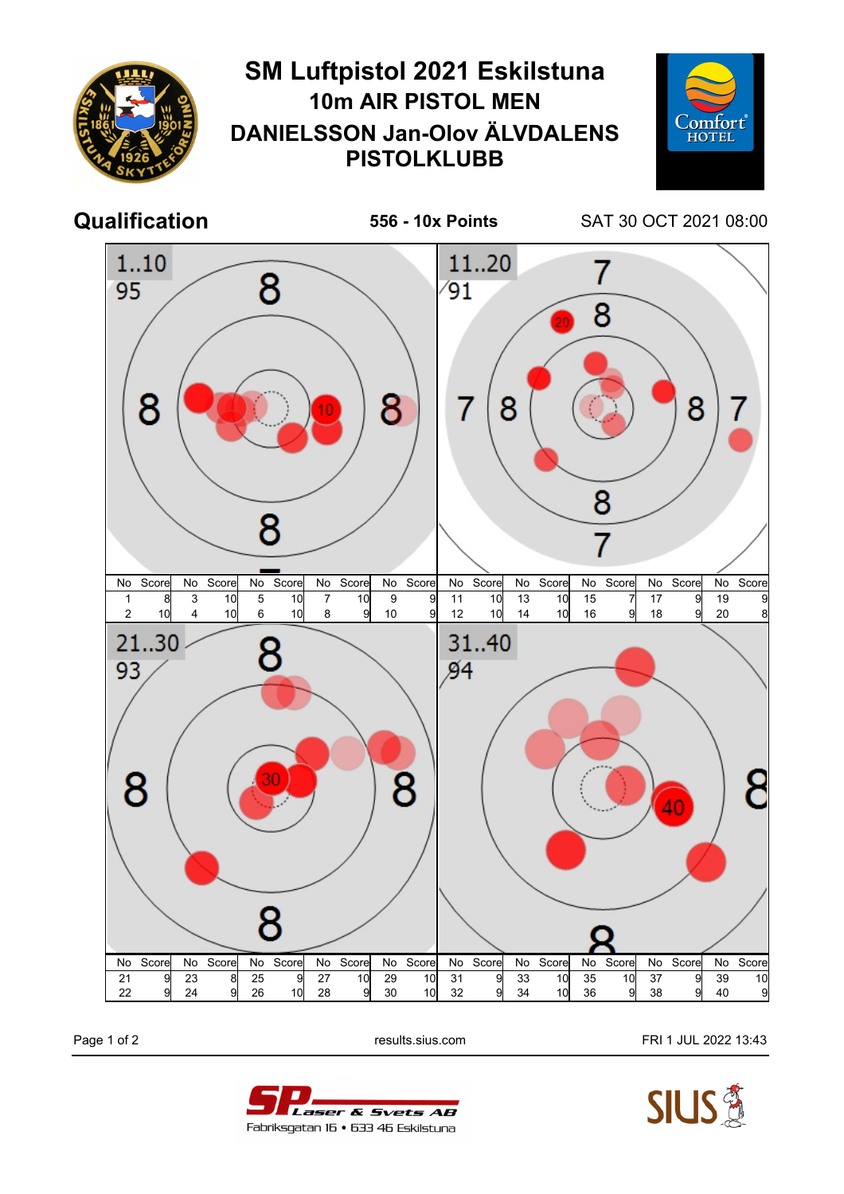# SM Luftpistol 2021 Eskilstuna

## 10m AIR PISTOL MEN

## DANIELSSON Jan-Olov ÄLVDALENS PISTOLKLUBB

**Qualification** — **556 - 10x Points** — SAT 30 OCT 2021 08:00

**1..10** — 95

| No | Score | No | Score | No | Score | No | Score | No | Score |
|---|---|---|---|---|---|---|---|---|---|
| 1 | 8 | 3 | 10 | 5 | 10 | 7 | 10 | 9 | 9 |
| 2 | 10 | 4 | 10 | 6 | 10 | 8 | 9 | 10 | 9 |

**11..20** — 91

| No | Score | No | Score | No | Score | No | Score | No | Score |
|---|---|---|---|---|---|---|---|---|---|
| 11 | 10 | 13 | 10 | 15 | 7 | 17 | 9 | 19 | 9 |
| 12 | 10 | 14 | 10 | 16 | 9 | 18 | 9 | 20 | 8 |

**21..30** — 93

| No | Score | No | Score | No | Score | No | Score | No | Score |
|---|---|---|---|---|---|---|---|---|---|
| 21 | 9 | 23 | 8 | 25 | 9 | 27 | 10 | 29 | 10 |
| 22 | 9 | 24 | 9 | 26 | 10 | 28 | 9 | 30 | 10 |

**31..40** — 94

| No | Score | No | Score | No | Score | No | Score | No | Score |
|---|---|---|---|---|---|---|---|---|---|
| 31 | 9 | 33 | 10 | 35 | 10 | 37 | 9 | 39 | 10 |
| 32 | 9 | 34 | 10 | 36 | 9 | 38 | 9 | 40 | 9 |

results.sius.com — FRI 1 JUL 2022 13:43

SP Laser & Svets AB
Fabriksgatan 16 • 633 46 Eskilstuna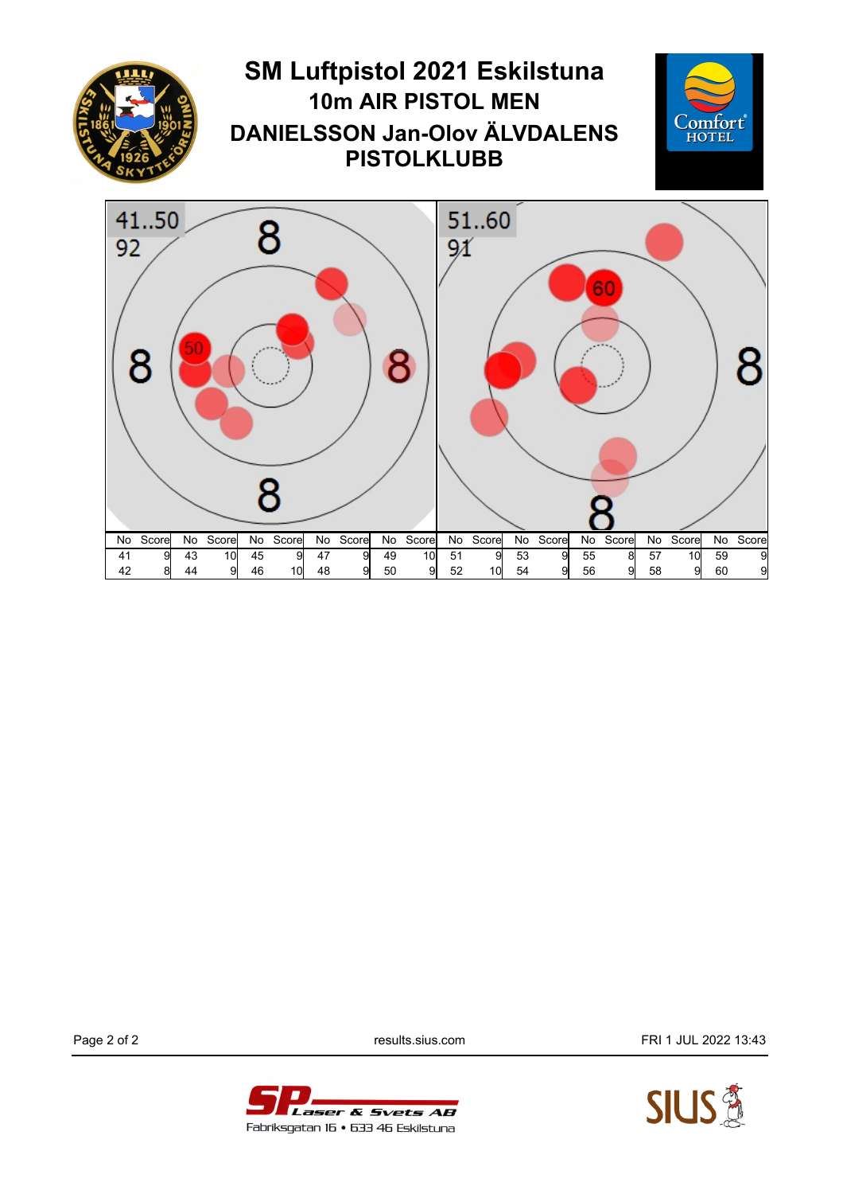# SM Luftpistol 2021 Eskilstuna

## 10m AIR PISTOL MEN

## DANIELSSON Jan-Olov ÄLVDALENS PISTOLKLUBB

41..50
92

8
8
8
8
50

51..60
91

8
8
60

| No | Score | No | Score | No | Score | No | Score | No | Score | No | Score | No | Score | No | Score | No | Score | No | Score |
|---|---|---|---|---|---|---|---|---|---|---|---|---|---|---|---|---|---|---|---|
| 41 | 9 | 43 | 10 | 45 | 9 | 47 | 9 | 49 | 10 | 51 | 9 | 53 | 9 | 55 | 8 | 57 | 10 | 59 | 9 |
| 42 | 8 | 44 | 9 | 46 | 10 | 48 | 9 | 50 | 9 | 52 | 10 | 54 | 9 | 56 | 9 | 58 | 9 | 60 | 9 |

results.sius.com

FRI 1 JUL 2022 13:43

SP Laser & Svets AB
Fabriksgatan 16 • 633 46 Eskilstuna

SIUS